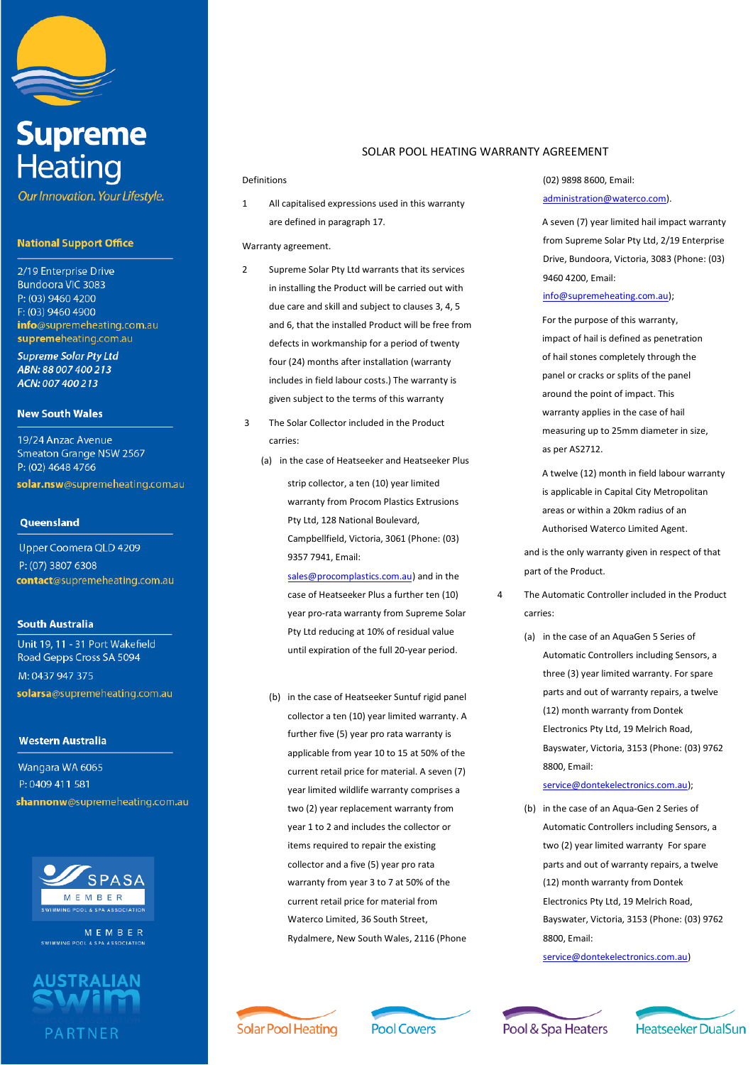# Supreme Heating

*Our Innovation. Your Lifestyle.*

**National Support Office**

2/19 Enterprise Drive
Bundoora VIC 3083
P: (03) 9460 4200
F: (03) 9460 4900
**info**@supremeheating.com.au
**supreme**heating.com.au

***Supreme Solar Pty Ltd***
***ABN: 88 007 400 213***
***ACN: 007 400 213***

**New South Wales**

19/24 Anzac Avenue
Smeaton Grange NSW 2567
P: (02) 4648 4766
**solar.nsw**@supremeheating.com.au

**Queensland**

Upper Coomera QLD 4209
P: (07) 3807 6308
**contact**@supremeheating.com.au

**South Australia**

Unit 19, 11 - 31 Port Wakefield Road Gepps Cross SA 5094
M: 0437 947 375
**solarsa**@supremeheating.com.au

**Western Australia**

Wangara WA 6065
P: 0409 411 581
**shannonw**@supremeheating.com.au

SPASA MEMBER SWIMMING POOL & SPA ASSOCIATION

AUSTRALIAN SWIM PARTNER

## SOLAR POOL HEATING WARRANTY AGREEMENT

Definitions

1 All capitalised expressions used in this warranty are defined in paragraph 17.

Warranty agreement.

2 Supreme Solar Pty Ltd warrants that its services in installing the Product will be carried out with due care and skill and subject to clauses 3, 4, 5 and 6, that the installed Product will be free from defects in workmanship for a period of twenty four (24) months after installation (warranty includes in field labour costs.) The warranty is given subject to the terms of this warranty

3 The Solar Collector included in the Product carries:

(a) in the case of Heatseeker and Heatseeker Plus strip collector, a ten (10) year limited warranty from Procom Plastics Extrusions Pty Ltd, 128 National Boulevard, Campbellfield, Victoria, 3061 (Phone: (03) 9357 7941, Email: sales@procomplastics.com.au) and in the case of Heatseeker Plus a further ten (10) year pro-rata warranty from Supreme Solar Pty Ltd reducing at 10% of residual value until expiration of the full 20-year period.

(b) in the case of Heatseeker Suntuf rigid panel collector a ten (10) year limited warranty. A further five (5) year pro rata warranty is applicable from year 10 to 15 at 50% of the current retail price for material. A seven (7) year limited wildlife warranty comprises a two (2) year replacement warranty from year 1 to 2 and includes the collector or items required to repair the existing collector and a five (5) year pro rata warranty from year 3 to 7 at 50% of the current retail price for material from Waterco Limited, 36 South Street, Rydalmere, New South Wales, 2116 (Phone (02) 9898 8600, Email: administration@waterco.com).

A seven (7) year limited hail impact warranty from Supreme Solar Pty Ltd, 2/19 Enterprise Drive, Bundoora, Victoria, 3083 (Phone: (03) 9460 4200, Email: info@supremeheating.com.au);

For the purpose of this warranty, impact of hail is defined as penetration of hail stones completely through the panel or cracks or splits of the panel around the point of impact. This warranty applies in the case of hail measuring up to 25mm diameter in size, as per AS2712.

A twelve (12) month in field labour warranty is applicable in Capital City Metropolitan areas or within a 20km radius of an Authorised Waterco Limited Agent.

and is the only warranty given in respect of that part of the Product.

4 The Automatic Controller included in the Product carries:

(a) in the case of an AquaGen 5 Series of Automatic Controllers including Sensors, a three (3) year limited warranty. For spare parts and out of warranty repairs, a twelve (12) month warranty from Dontek Electronics Pty Ltd, 19 Melrich Road, Bayswater, Victoria, 3153 (Phone: (03) 9762 8800, Email: service@dontekelectronics.com.au);

(b) in the case of an Aqua-Gen 2 Series of Automatic Controllers including Sensors, a two (2) year limited warranty For spare parts and out of warranty repairs, a twelve (12) month warranty from Dontek Electronics Pty Ltd, 19 Melrich Road, Bayswater, Victoria, 3153 (Phone: (03) 9762 8800, Email: service@dontekelectronics.com.au)

Solar Pool Heating | Pool Covers | Pool & Spa Heaters | Heatseeker DualSun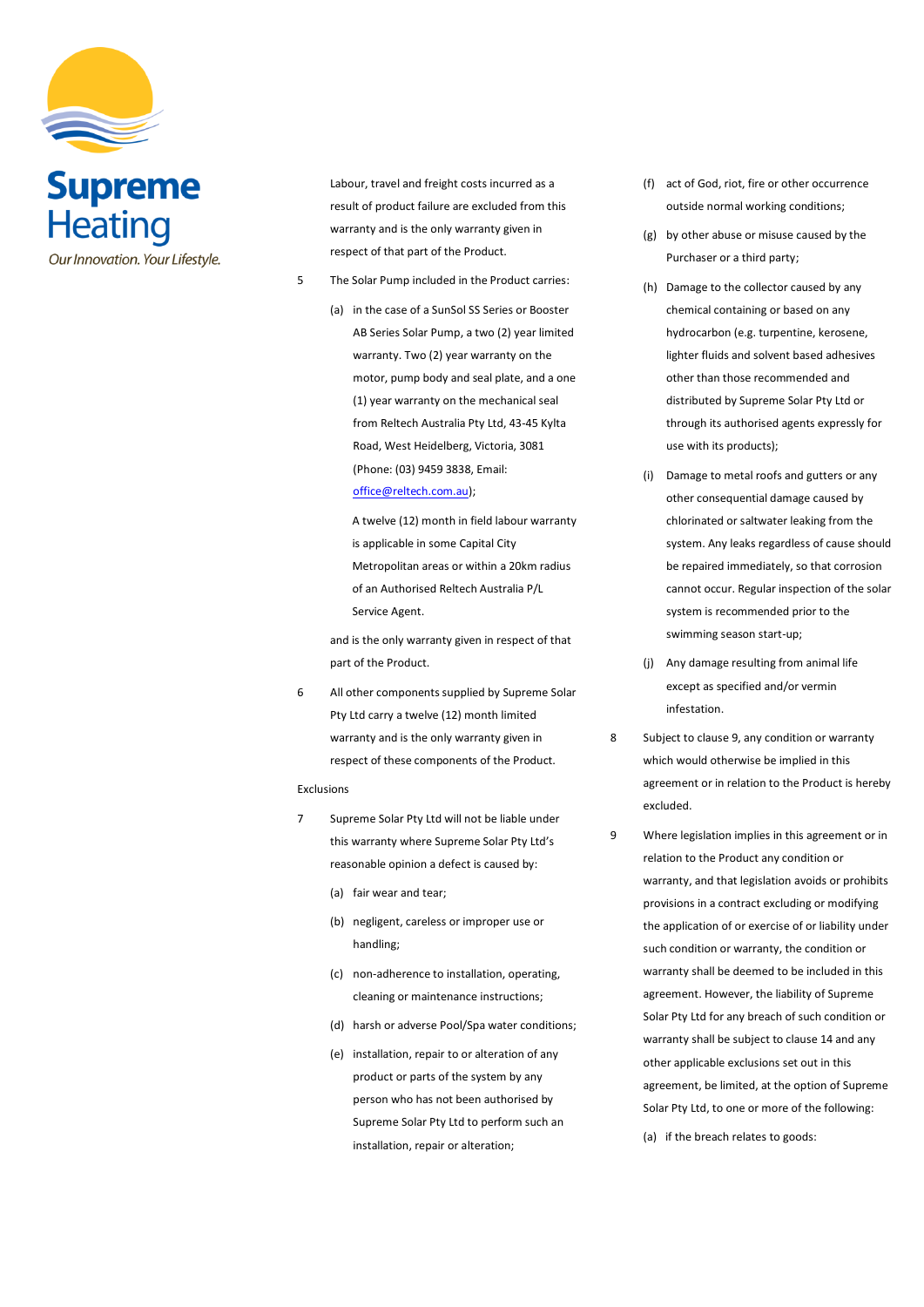Labour, travel and freight costs incurred as a result of product failure are excluded from this warranty and is the only warranty given in respect of that part of the Product.

5 The Solar Pump included in the Product carries:

(a) in the case of a SunSol SS Series or Booster AB Series Solar Pump, a two (2) year limited warranty. Two (2) year warranty on the motor, pump body and seal plate, and a one (1) year warranty on the mechanical seal from Reltech Australia Pty Ltd, 43-45 Kylta Road, West Heidelberg, Victoria, 3081 (Phone: (03) 9459 3838, Email: office@reltech.com.au);

A twelve (12) month in field labour warranty is applicable in some Capital City Metropolitan areas or within a 20km radius of an Authorised Reltech Australia P/L Service Agent.

and is the only warranty given in respect of that part of the Product.

6 All other components supplied by Supreme Solar Pty Ltd carry a twelve (12) month limited warranty and is the only warranty given in respect of these components of the Product.

Exclusions

7 Supreme Solar Pty Ltd will not be liable under this warranty where Supreme Solar Pty Ltd's reasonable opinion a defect is caused by:

(a) fair wear and tear;

(b) negligent, careless or improper use or handling;

(c) non-adherence to installation, operating, cleaning or maintenance instructions;

(d) harsh or adverse Pool/Spa water conditions;

(e) installation, repair to or alteration of any product or parts of the system by any person who has not been authorised by Supreme Solar Pty Ltd to perform such an installation, repair or alteration;

(f) act of God, riot, fire or other occurrence outside normal working conditions;

(g) by other abuse or misuse caused by the Purchaser or a third party;

(h) Damage to the collector caused by any chemical containing or based on any hydrocarbon (e.g. turpentine, kerosene, lighter fluids and solvent based adhesives other than those recommended and distributed by Supreme Solar Pty Ltd or through its authorised agents expressly for use with its products);

(i) Damage to metal roofs and gutters or any other consequential damage caused by chlorinated or saltwater leaking from the system. Any leaks regardless of cause should be repaired immediately, so that corrosion cannot occur. Regular inspection of the solar system is recommended prior to the swimming season start-up;

(j) Any damage resulting from animal life except as specified and/or vermin infestation.

8 Subject to clause 9, any condition or warranty which would otherwise be implied in this agreement or in relation to the Product is hereby excluded.

9 Where legislation implies in this agreement or in relation to the Product any condition or warranty, and that legislation avoids or prohibits provisions in a contract excluding or modifying the application of or exercise of or liability under such condition or warranty, the condition or warranty shall be deemed to be included in this agreement. However, the liability of Supreme Solar Pty Ltd for any breach of such condition or warranty shall be subject to clause 14 and any other applicable exclusions set out in this agreement, be limited, at the option of Supreme Solar Pty Ltd, to one or more of the following:

(a) if the breach relates to goods: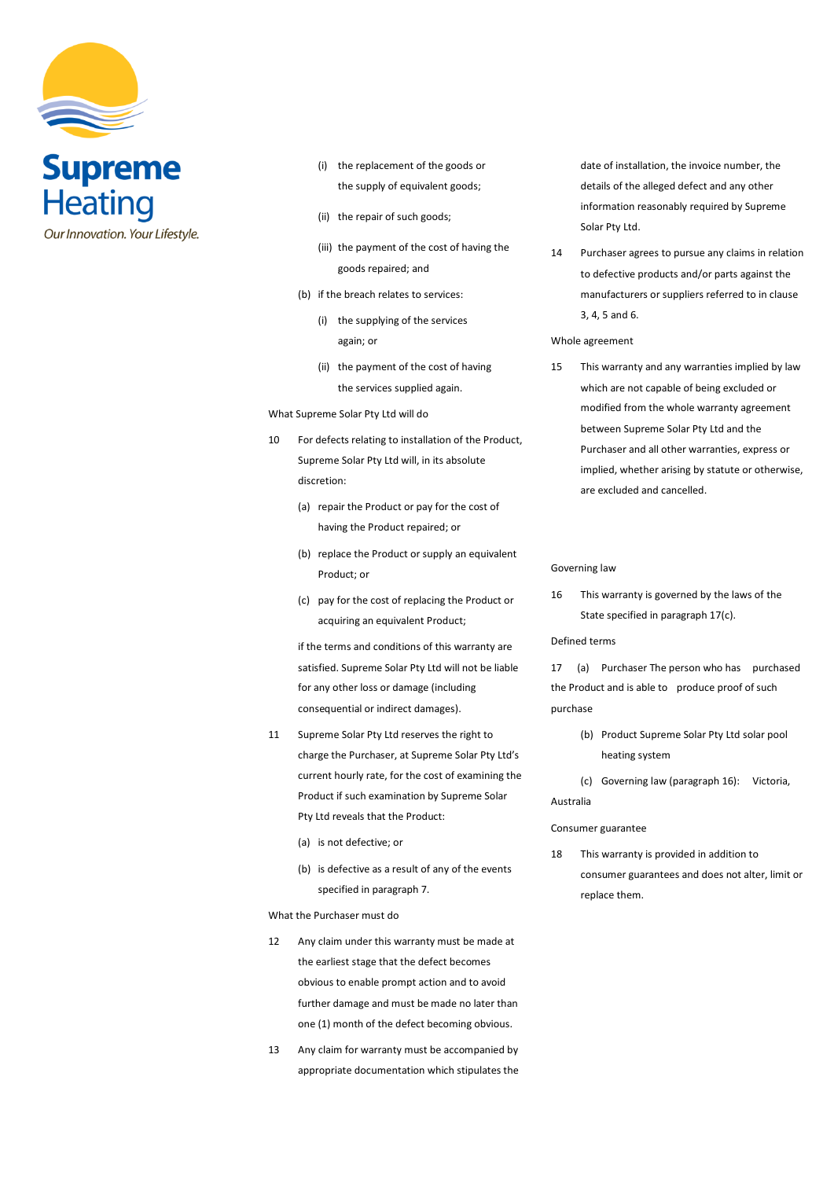Supreme Heating

*Our Innovation. Your Lifestyle.*

(i) the replacement of the goods or the supply of equivalent goods;

(ii) the repair of such goods;

(iii) the payment of the cost of having the goods repaired; and

(b) if the breach relates to services:

(i) the supplying of the services again; or

(ii) the payment of the cost of having the services supplied again.

What Supreme Solar Pty Ltd will do

10 For defects relating to installation of the Product, Supreme Solar Pty Ltd will, in its absolute discretion:

(a) repair the Product or pay for the cost of having the Product repaired; or

(b) replace the Product or supply an equivalent Product; or

(c) pay for the cost of replacing the Product or acquiring an equivalent Product;

if the terms and conditions of this warranty are satisfied. Supreme Solar Pty Ltd will not be liable for any other loss or damage (including consequential or indirect damages).

11 Supreme Solar Pty Ltd reserves the right to charge the Purchaser, at Supreme Solar Pty Ltd's current hourly rate, for the cost of examining the Product if such examination by Supreme Solar Pty Ltd reveals that the Product:

(a) is not defective; or

(b) is defective as a result of any of the events specified in paragraph 7.

What the Purchaser must do

12 Any claim under this warranty must be made at the earliest stage that the defect becomes obvious to enable prompt action and to avoid further damage and must be made no later than one (1) month of the defect becoming obvious.

13 Any claim for warranty must be accompanied by appropriate documentation which stipulates the date of installation, the invoice number, the details of the alleged defect and any other information reasonably required by Supreme Solar Pty Ltd.

14 Purchaser agrees to pursue any claims in relation to defective products and/or parts against the manufacturers or suppliers referred to in clause 3, 4, 5 and 6.

Whole agreement

15 This warranty and any warranties implied by law which are not capable of being excluded or modified from the whole warranty agreement between Supreme Solar Pty Ltd and the Purchaser and all other warranties, express or implied, whether arising by statute or otherwise, are excluded and cancelled.

Governing law

16 This warranty is governed by the laws of the State specified in paragraph 17(c).

Defined terms

17 (a) Purchaser The person who has purchased the Product and is able to produce proof of such purchase

(b) Product Supreme Solar Pty Ltd solar pool heating system

(c) Governing law (paragraph 16): Victoria, Australia

Consumer guarantee

18 This warranty is provided in addition to consumer guarantees and does not alter, limit or replace them.